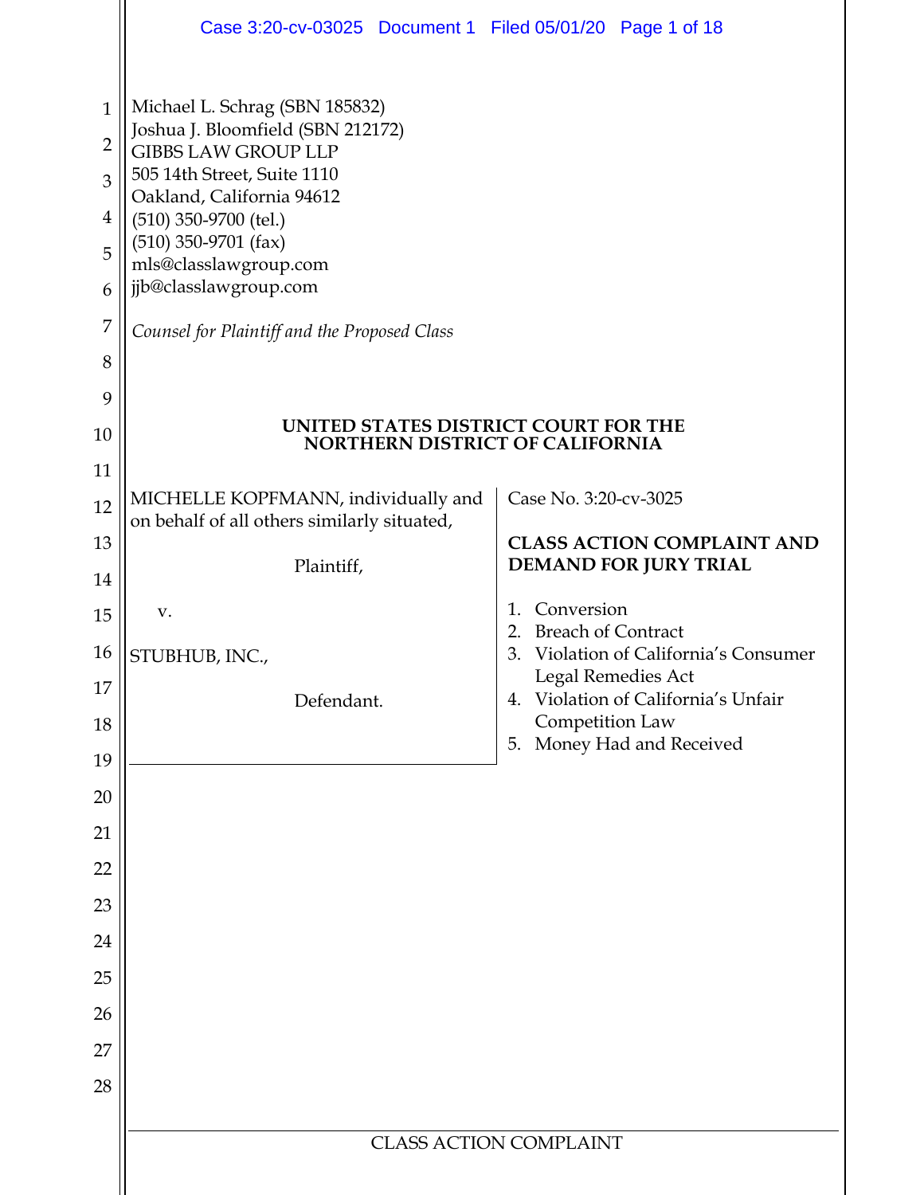Michael L. Schrag (SBN 185832)
Joshua J. Bloomfield (SBN 212172)
GIBBS LAW GROUP LLP
505 14th Street, Suite 1110
Oakland, California 94612
(510) 350-9700 (tel.)
(510) 350-9701 (fax)
mls@classlawgroup.com
jjb@classlawgroup.com

*Counsel for Plaintiff and the Proposed Class*

**UNITED STATES DISTRICT COURT FOR THE NORTHERN DISTRICT OF CALIFORNIA**

MICHELLE KOPFMANN, individually and on behalf of all others similarly situated,

Plaintiff,

v.

STUBHUB, INC.,

Defendant.

Case No. 3:20-cv-3025

**CLASS ACTION COMPLAINT AND DEMAND FOR JURY TRIAL**

1. Conversion
2. Breach of Contract
3. Violation of California's Consumer Legal Remedies Act
4. Violation of California's Unfair Competition Law
5. Money Had and Received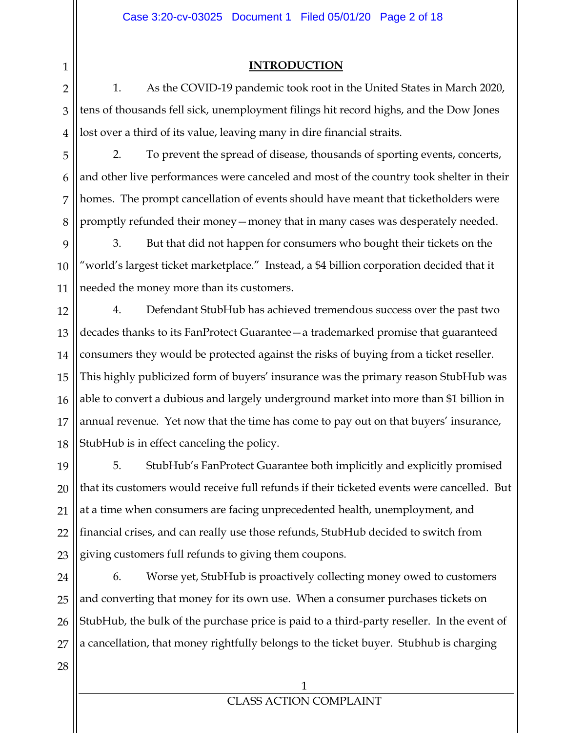## INTRODUCTION

1. As the COVID-19 pandemic took root in the United States in March 2020, tens of thousands fell sick, unemployment filings hit record highs, and the Dow Jones lost over a third of its value, leaving many in dire financial straits.

2. To prevent the spread of disease, thousands of sporting events, concerts, and other live performances were canceled and most of the country took shelter in their homes. The prompt cancellation of events should have meant that ticketholders were promptly refunded their money—money that in many cases was desperately needed.

3. But that did not happen for consumers who bought their tickets on the "world's largest ticket marketplace." Instead, a $4 billion corporation decided that it needed the money more than its customers.

4. Defendant StubHub has achieved tremendous success over the past two decades thanks to its FanProtect Guarantee—a trademarked promise that guaranteed consumers they would be protected against the risks of buying from a ticket reseller. This highly publicized form of buyers' insurance was the primary reason StubHub was able to convert a dubious and largely underground market into more than $1 billion in annual revenue. Yet now that the time has come to pay out on that buyers' insurance, StubHub is in effect canceling the policy.

5. StubHub's FanProtect Guarantee both implicitly and explicitly promised that its customers would receive full refunds if their ticketed events were cancelled. But at a time when consumers are facing unprecedented health, unemployment, and financial crises, and can really use those refunds, StubHub decided to switch from giving customers full refunds to giving them coupons.

6. Worse yet, StubHub is proactively collecting money owed to customers and converting that money for its own use. When a consumer purchases tickets on StubHub, the bulk of the purchase price is paid to a third-party reseller. In the event of a cancellation, that money rightfully belongs to the ticket buyer. Stubhub is charging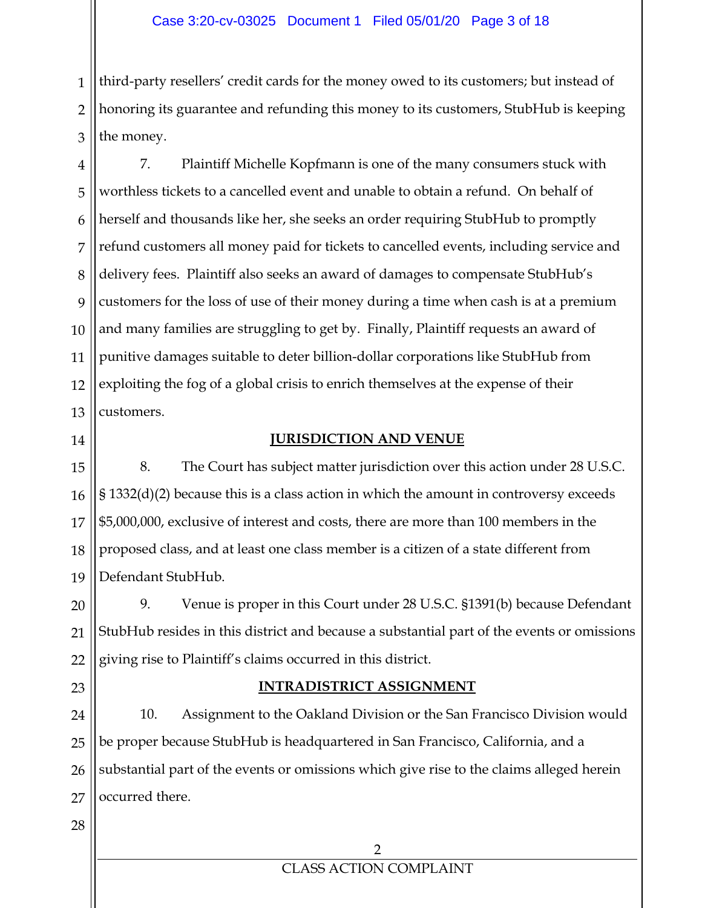third-party resellers' credit cards for the money owed to its customers; but instead of honoring its guarantee and refunding this money to its customers, StubHub is keeping the money.

7. Plaintiff Michelle Kopfmann is one of the many consumers stuck with worthless tickets to a cancelled event and unable to obtain a refund. On behalf of herself and thousands like her, she seeks an order requiring StubHub to promptly refund customers all money paid for tickets to cancelled events, including service and delivery fees. Plaintiff also seeks an award of damages to compensate StubHub's customers for the loss of use of their money during a time when cash is at a premium and many families are struggling to get by. Finally, Plaintiff requests an award of punitive damages suitable to deter billion-dollar corporations like StubHub from exploiting the fog of a global crisis to enrich themselves at the expense of their customers.

## JURISDICTION AND VENUE

8. The Court has subject matter jurisdiction over this action under 28 U.S.C. § 1332(d)(2) because this is a class action in which the amount in controversy exceeds $5,000,000, exclusive of interest and costs, there are more than 100 members in the proposed class, and at least one class member is a citizen of a state different from Defendant StubHub.

9. Venue is proper in this Court under 28 U.S.C. §1391(b) because Defendant StubHub resides in this district and because a substantial part of the events or omissions giving rise to Plaintiff's claims occurred in this district.

## INTRADISTRICT ASSIGNMENT

10. Assignment to the Oakland Division or the San Francisco Division would be proper because StubHub is headquartered in San Francisco, California, and a substantial part of the events or omissions which give rise to the claims alleged herein occurred there.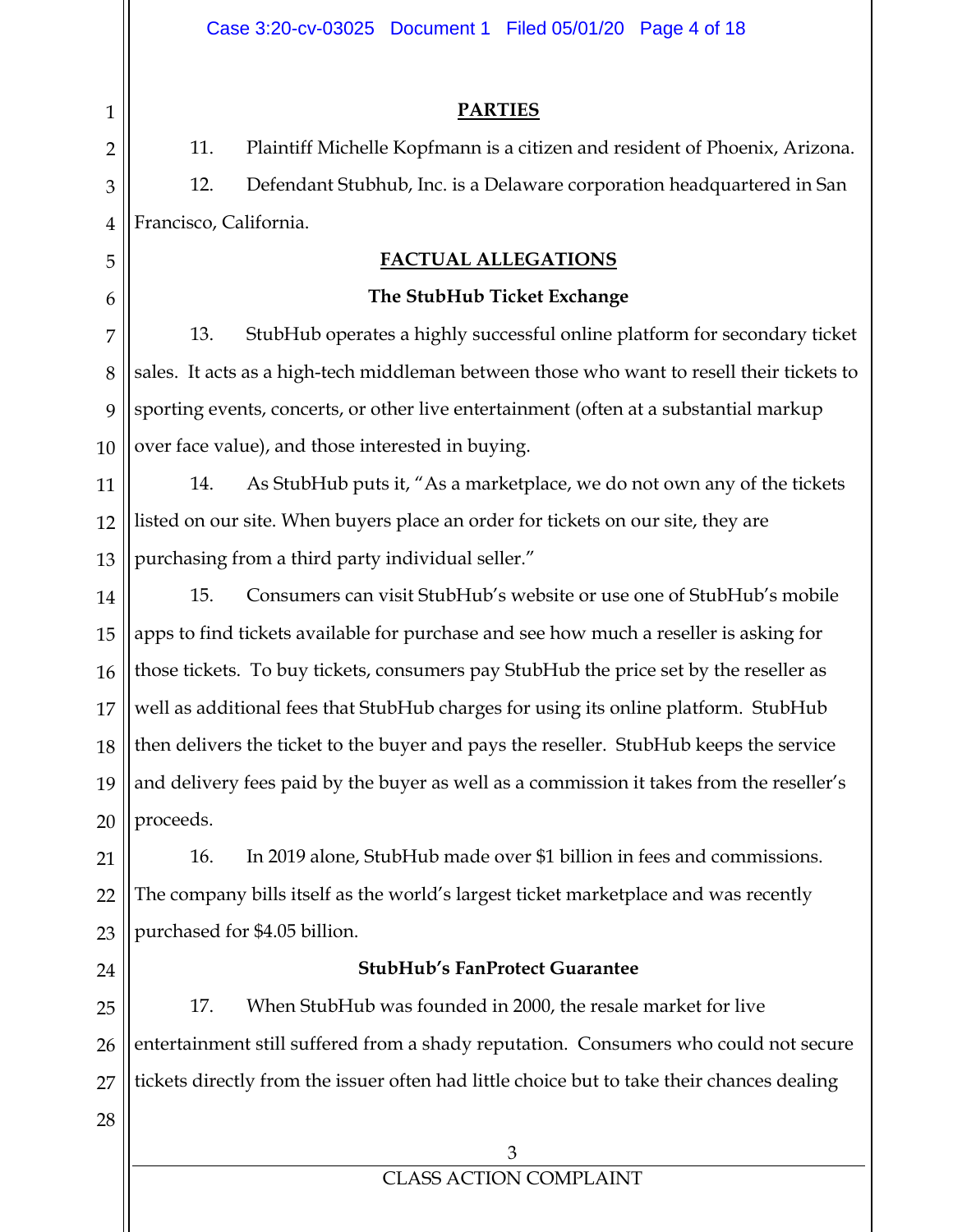## PARTIES

11. Plaintiff Michelle Kopfmann is a citizen and resident of Phoenix, Arizona.

12. Defendant Stubhub, Inc. is a Delaware corporation headquartered in San Francisco, California.

## FACTUAL ALLEGATIONS

### The StubHub Ticket Exchange

13. StubHub operates a highly successful online platform for secondary ticket sales. It acts as a high-tech middleman between those who want to resell their tickets to sporting events, concerts, or other live entertainment (often at a substantial markup over face value), and those interested in buying.

14. As StubHub puts it, "As a marketplace, we do not own any of the tickets listed on our site. When buyers place an order for tickets on our site, they are purchasing from a third party individual seller."

15. Consumers can visit StubHub's website or use one of StubHub's mobile apps to find tickets available for purchase and see how much a reseller is asking for those tickets. To buy tickets, consumers pay StubHub the price set by the reseller as well as additional fees that StubHub charges for using its online platform. StubHub then delivers the ticket to the buyer and pays the reseller. StubHub keeps the service and delivery fees paid by the buyer as well as a commission it takes from the reseller's proceeds.

16. In 2019 alone, StubHub made over $1 billion in fees and commissions. The company bills itself as the world's largest ticket marketplace and was recently purchased for $4.05 billion.

### StubHub's FanProtect Guarantee

17. When StubHub was founded in 2000, the resale market for live entertainment still suffered from a shady reputation. Consumers who could not secure tickets directly from the issuer often had little choice but to take their chances dealing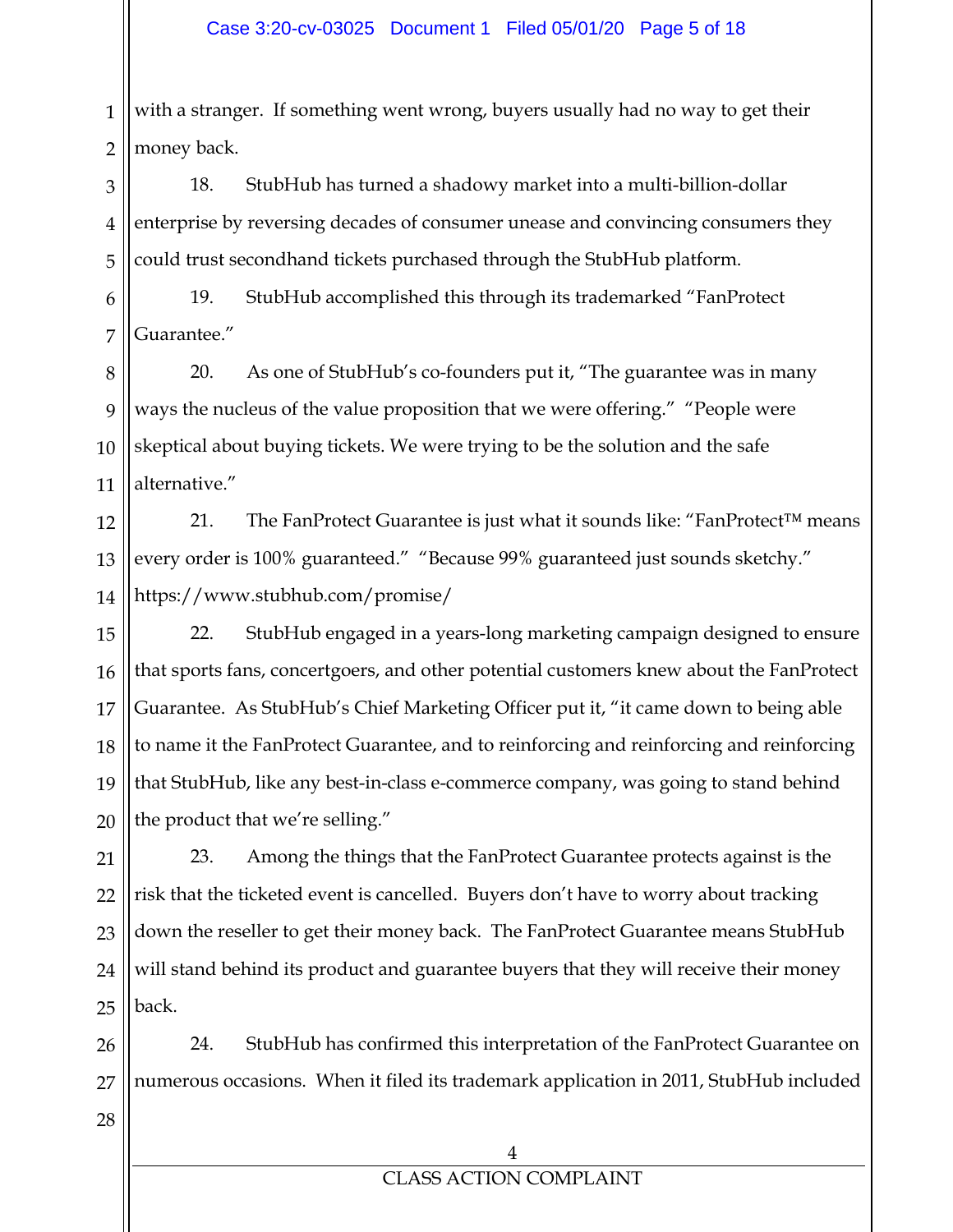with a stranger. If something went wrong, buyers usually had no way to get their money back.

18. StubHub has turned a shadowy market into a multi-billion-dollar enterprise by reversing decades of consumer unease and convincing consumers they could trust secondhand tickets purchased through the StubHub platform.

19. StubHub accomplished this through its trademarked "FanProtect Guarantee."

20. As one of StubHub's co-founders put it, "The guarantee was in many ways the nucleus of the value proposition that we were offering." "People were skeptical about buying tickets. We were trying to be the solution and the safe alternative."

21. The FanProtect Guarantee is just what it sounds like: "FanProtect™ means every order is 100% guaranteed." "Because 99% guaranteed just sounds sketchy." https://www.stubhub.com/promise/

22. StubHub engaged in a years-long marketing campaign designed to ensure that sports fans, concertgoers, and other potential customers knew about the FanProtect Guarantee. As StubHub's Chief Marketing Officer put it, "it came down to being able to name it the FanProtect Guarantee, and to reinforcing and reinforcing and reinforcing that StubHub, like any best-in-class e-commerce company, was going to stand behind the product that we're selling."

23. Among the things that the FanProtect Guarantee protects against is the risk that the ticketed event is cancelled. Buyers don't have to worry about tracking down the reseller to get their money back. The FanProtect Guarantee means StubHub will stand behind its product and guarantee buyers that they will receive their money back.

24. StubHub has confirmed this interpretation of the FanProtect Guarantee on numerous occasions. When it filed its trademark application in 2011, StubHub included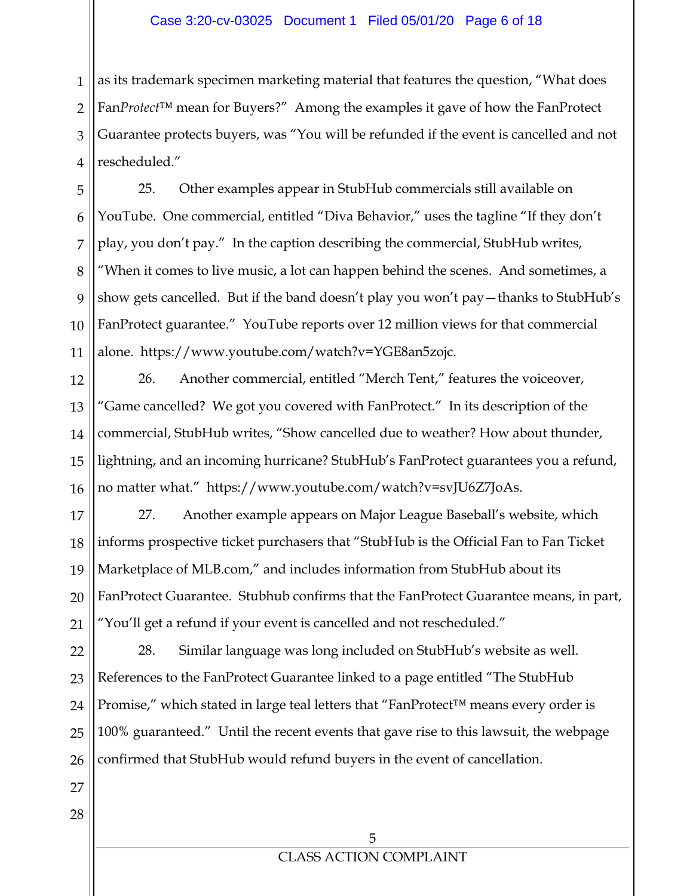as its trademark specimen marketing material that features the question, "What does Fan*Protect*™ mean for Buyers?" Among the examples it gave of how the FanProtect Guarantee protects buyers, was "You will be refunded if the event is cancelled and not rescheduled."

25. Other examples appear in StubHub commercials still available on YouTube. One commercial, entitled "Diva Behavior," uses the tagline "If they don't play, you don't pay." In the caption describing the commercial, StubHub writes, "When it comes to live music, a lot can happen behind the scenes. And sometimes, a show gets cancelled. But if the band doesn't play you won't pay—thanks to StubHub's FanProtect guarantee." YouTube reports over 12 million views for that commercial alone. https://www.youtube.com/watch?v=YGE8an5zojc.

26. Another commercial, entitled "Merch Tent," features the voiceover, "Game cancelled? We got you covered with FanProtect." In its description of the commercial, StubHub writes, "Show cancelled due to weather? How about thunder, lightning, and an incoming hurricane? StubHub's FanProtect guarantees you a refund, no matter what." https://www.youtube.com/watch?v=svJU6Z7JoAs.

27. Another example appears on Major League Baseball's website, which informs prospective ticket purchasers that "StubHub is the Official Fan to Fan Ticket Marketplace of MLB.com," and includes information from StubHub about its FanProtect Guarantee. Stubhub confirms that the FanProtect Guarantee means, in part, "You'll get a refund if your event is cancelled and not rescheduled."

28. Similar language was long included on StubHub's website as well. References to the FanProtect Guarantee linked to a page entitled "The StubHub Promise," which stated in large teal letters that "FanProtect™ means every order is 100% guaranteed." Until the recent events that gave rise to this lawsuit, the webpage confirmed that StubHub would refund buyers in the event of cancellation.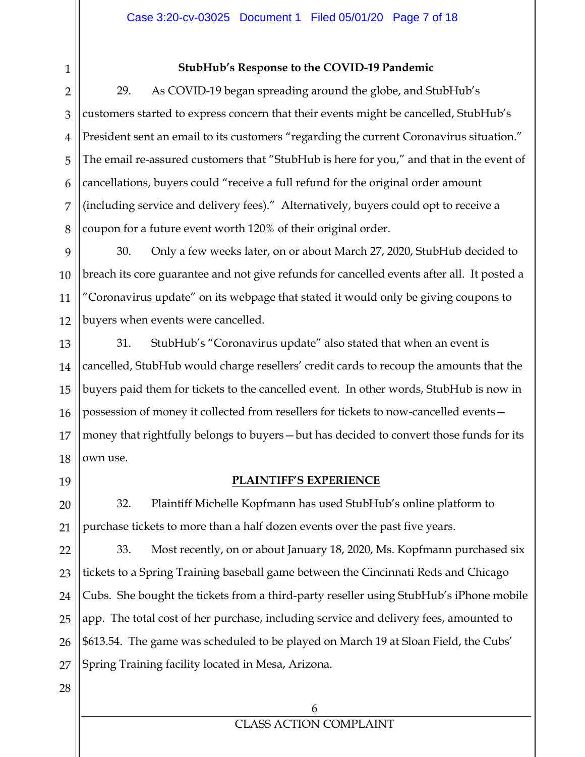**StubHub's Response to the COVID-19 Pandemic**

29. As COVID-19 began spreading around the globe, and StubHub's customers started to express concern that their events might be cancelled, StubHub's President sent an email to its customers "regarding the current Coronavirus situation." The email re-assured customers that "StubHub is here for you," and that in the event of cancellations, buyers could "receive a full refund for the original order amount (including service and delivery fees)." Alternatively, buyers could opt to receive a coupon for a future event worth 120% of their original order.

30. Only a few weeks later, on or about March 27, 2020, StubHub decided to breach its core guarantee and not give refunds for cancelled events after all. It posted a "Coronavirus update" on its webpage that stated it would only be giving coupons to buyers when events were cancelled.

31. StubHub's "Coronavirus update" also stated that when an event is cancelled, StubHub would charge resellers' credit cards to recoup the amounts that the buyers paid them for tickets to the cancelled event. In other words, StubHub is now in possession of money it collected from resellers for tickets to now-cancelled events—money that rightfully belongs to buyers—but has decided to convert those funds for its own use.

## PLAINTIFF'S EXPERIENCE

32. Plaintiff Michelle Kopfmann has used StubHub's online platform to purchase tickets to more than a half dozen events over the past five years.

33. Most recently, on or about January 18, 2020, Ms. Kopfmann purchased six tickets to a Spring Training baseball game between the Cincinnati Reds and Chicago Cubs. She bought the tickets from a third-party reseller using StubHub's iPhone mobile app. The total cost of her purchase, including service and delivery fees, amounted to $613.54. The game was scheduled to be played on March 19 at Sloan Field, the Cubs' Spring Training facility located in Mesa, Arizona.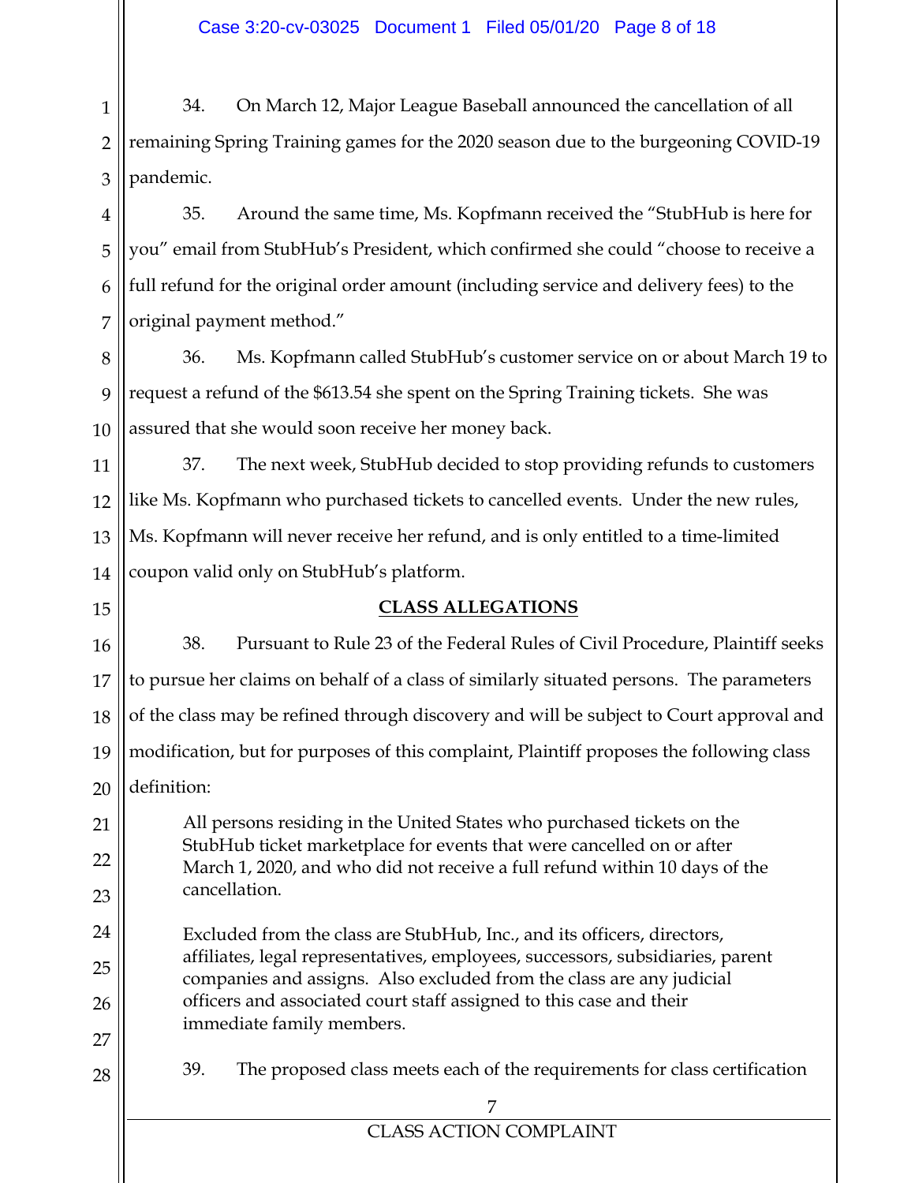34. On March 12, Major League Baseball announced the cancellation of all remaining Spring Training games for the 2020 season due to the burgeoning COVID-19 pandemic.

35. Around the same time, Ms. Kopfmann received the "StubHub is here for you" email from StubHub's President, which confirmed she could "choose to receive a full refund for the original order amount (including service and delivery fees) to the original payment method."

36. Ms. Kopfmann called StubHub's customer service on or about March 19 to request a refund of the $613.54 she spent on the Spring Training tickets. She was assured that she would soon receive her money back.

37. The next week, StubHub decided to stop providing refunds to customers like Ms. Kopfmann who purchased tickets to cancelled events. Under the new rules, Ms. Kopfmann will never receive her refund, and is only entitled to a time-limited coupon valid only on StubHub's platform.

## CLASS ALLEGATIONS

38. Pursuant to Rule 23 of the Federal Rules of Civil Procedure, Plaintiff seeks to pursue her claims on behalf of a class of similarly situated persons. The parameters of the class may be refined through discovery and will be subject to Court approval and modification, but for purposes of this complaint, Plaintiff proposes the following class definition:

> All persons residing in the United States who purchased tickets on the StubHub ticket marketplace for events that were cancelled on or after March 1, 2020, and who did not receive a full refund within 10 days of the cancellation.
>
> Excluded from the class are StubHub, Inc., and its officers, directors, affiliates, legal representatives, employees, successors, subsidiaries, parent companies and assigns. Also excluded from the class are any judicial officers and associated court staff assigned to this case and their immediate family members.

39. The proposed class meets each of the requirements for class certification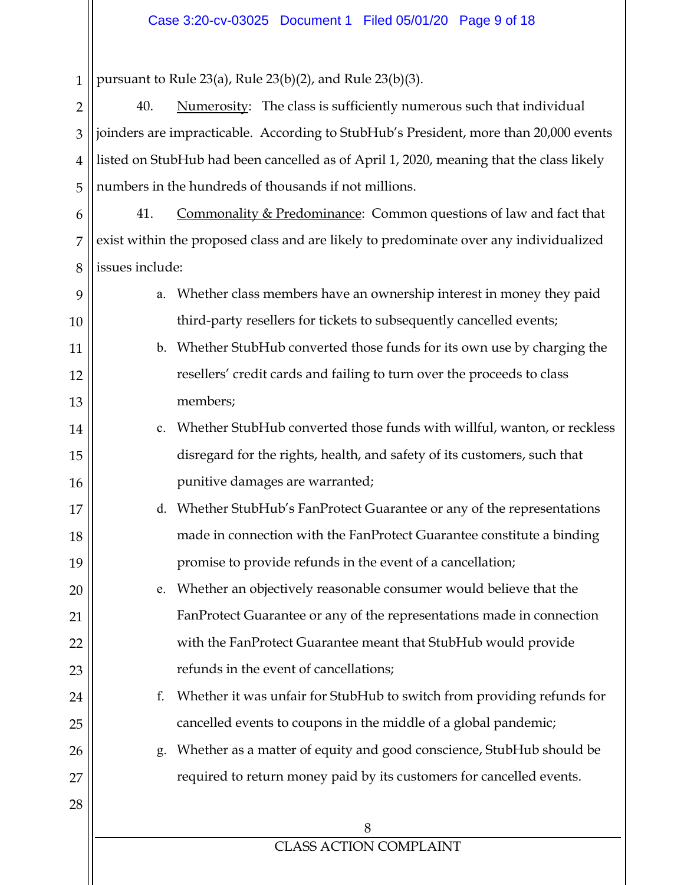pursuant to Rule 23(a), Rule 23(b)(2), and Rule 23(b)(3).

40. Numerosity: The class is sufficiently numerous such that individual joinders are impracticable. According to StubHub's President, more than 20,000 events listed on StubHub had been cancelled as of April 1, 2020, meaning that the class likely numbers in the hundreds of thousands if not millions.

41. Commonality & Predominance: Common questions of law and fact that exist within the proposed class and are likely to predominate over any individualized issues include:

a. Whether class members have an ownership interest in money they paid third-party resellers for tickets to subsequently cancelled events;

b. Whether StubHub converted those funds for its own use by charging the resellers' credit cards and failing to turn over the proceeds to class members;

c. Whether StubHub converted those funds with willful, wanton, or reckless disregard for the rights, health, and safety of its customers, such that punitive damages are warranted;

d. Whether StubHub's FanProtect Guarantee or any of the representations made in connection with the FanProtect Guarantee constitute a binding promise to provide refunds in the event of a cancellation;

e. Whether an objectively reasonable consumer would believe that the FanProtect Guarantee or any of the representations made in connection with the FanProtect Guarantee meant that StubHub would provide refunds in the event of cancellations;

f. Whether it was unfair for StubHub to switch from providing refunds for cancelled events to coupons in the middle of a global pandemic;

g. Whether as a matter of equity and good conscience, StubHub should be required to return money paid by its customers for cancelled events.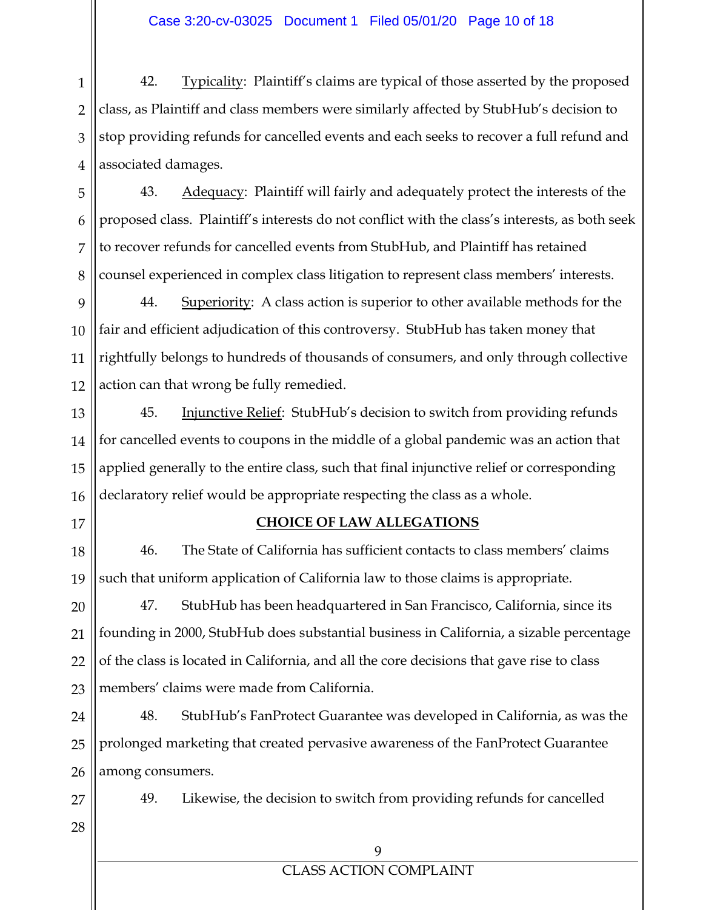42. Typicality: Plaintiff's claims are typical of those asserted by the proposed class, as Plaintiff and class members were similarly affected by StubHub's decision to stop providing refunds for cancelled events and each seeks to recover a full refund and associated damages.

43. Adequacy: Plaintiff will fairly and adequately protect the interests of the proposed class. Plaintiff's interests do not conflict with the class's interests, as both seek to recover refunds for cancelled events from StubHub, and Plaintiff has retained counsel experienced in complex class litigation to represent class members' interests.

44. Superiority: A class action is superior to other available methods for the fair and efficient adjudication of this controversy. StubHub has taken money that rightfully belongs to hundreds of thousands of consumers, and only through collective action can that wrong be fully remedied.

45. Injunctive Relief: StubHub's decision to switch from providing refunds for cancelled events to coupons in the middle of a global pandemic was an action that applied generally to the entire class, such that final injunctive relief or corresponding declaratory relief would be appropriate respecting the class as a whole.

## CHOICE OF LAW ALLEGATIONS

46. The State of California has sufficient contacts to class members' claims such that uniform application of California law to those claims is appropriate.

47. StubHub has been headquartered in San Francisco, California, since its founding in 2000, StubHub does substantial business in California, a sizable percentage of the class is located in California, and all the core decisions that gave rise to class members' claims were made from California.

48. StubHub's FanProtect Guarantee was developed in California, as was the prolonged marketing that created pervasive awareness of the FanProtect Guarantee among consumers.

49. Likewise, the decision to switch from providing refunds for cancelled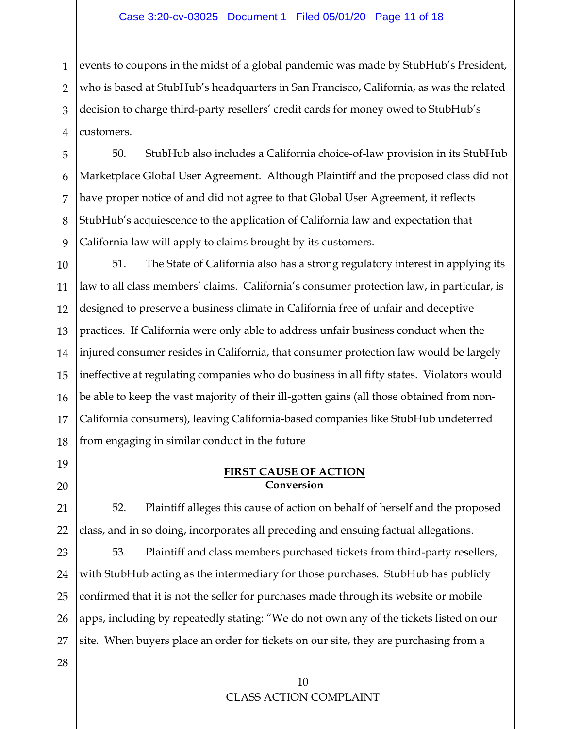events to coupons in the midst of a global pandemic was made by StubHub's President, who is based at StubHub's headquarters in San Francisco, California, as was the related decision to charge third-party resellers' credit cards for money owed to StubHub's customers.

50. StubHub also includes a California choice-of-law provision in its StubHub Marketplace Global User Agreement. Although Plaintiff and the proposed class did not have proper notice of and did not agree to that Global User Agreement, it reflects StubHub's acquiescence to the application of California law and expectation that California law will apply to claims brought by its customers.

51. The State of California also has a strong regulatory interest in applying its law to all class members' claims. California's consumer protection law, in particular, is designed to preserve a business climate in California free of unfair and deceptive practices. If California were only able to address unfair business conduct when the injured consumer resides in California, that consumer protection law would be largely ineffective at regulating companies who do business in all fifty states. Violators would be able to keep the vast majority of their ill-gotten gains (all those obtained from non-California consumers), leaving California-based companies like StubHub undeterred from engaging in similar conduct in the future

## FIRST CAUSE OF ACTION
**Conversion**

52. Plaintiff alleges this cause of action on behalf of herself and the proposed class, and in so doing, incorporates all preceding and ensuing factual allegations.

53. Plaintiff and class members purchased tickets from third-party resellers, with StubHub acting as the intermediary for those purchases. StubHub has publicly confirmed that it is not the seller for purchases made through its website or mobile apps, including by repeatedly stating: "We do not own any of the tickets listed on our site. When buyers place an order for tickets on our site, they are purchasing from a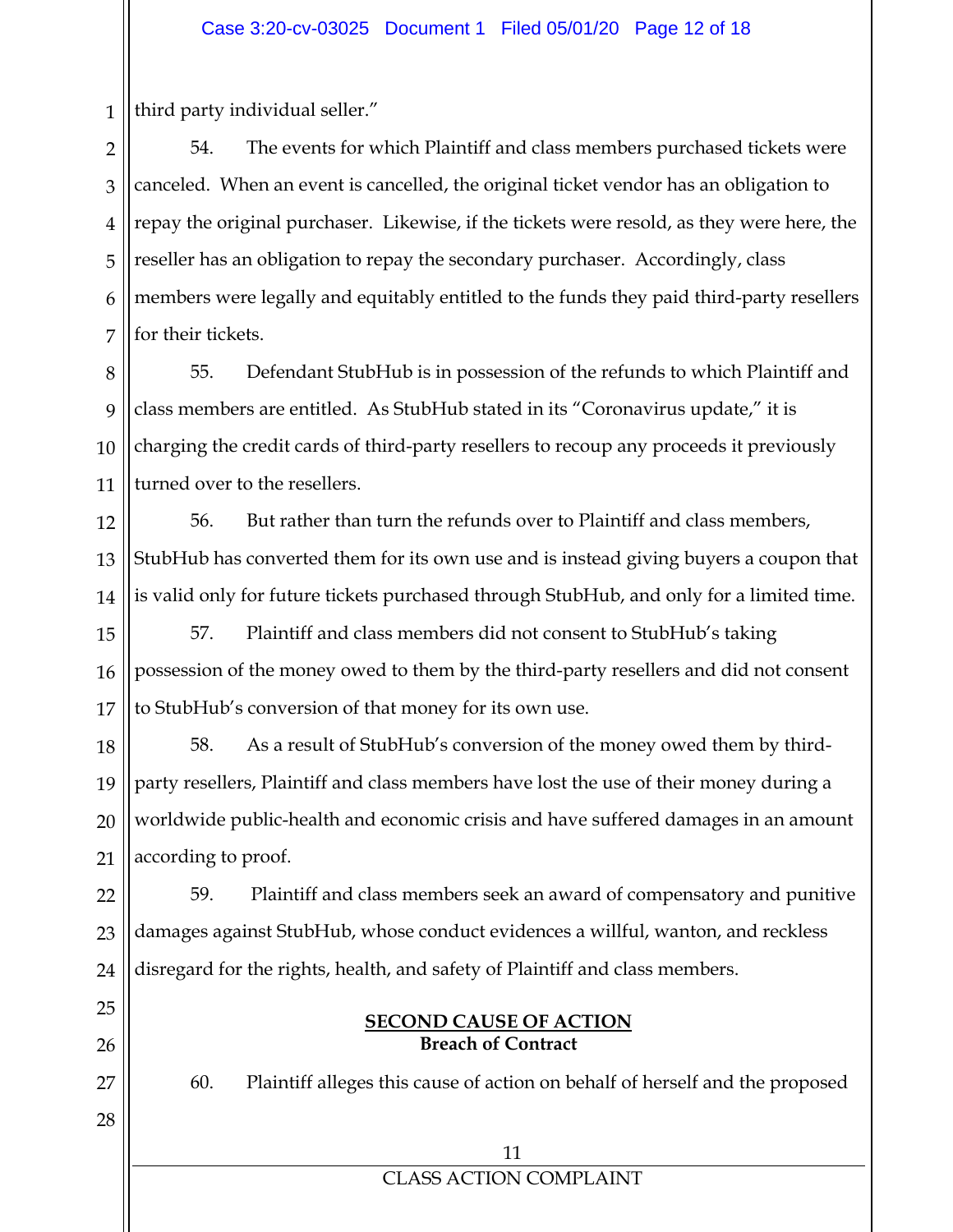third party individual seller."

54. The events for which Plaintiff and class members purchased tickets were canceled. When an event is cancelled, the original ticket vendor has an obligation to repay the original purchaser. Likewise, if the tickets were resold, as they were here, the reseller has an obligation to repay the secondary purchaser. Accordingly, class members were legally and equitably entitled to the funds they paid third-party resellers for their tickets.

55. Defendant StubHub is in possession of the refunds to which Plaintiff and class members are entitled. As StubHub stated in its "Coronavirus update," it is charging the credit cards of third-party resellers to recoup any proceeds it previously turned over to the resellers.

56. But rather than turn the refunds over to Plaintiff and class members, StubHub has converted them for its own use and is instead giving buyers a coupon that is valid only for future tickets purchased through StubHub, and only for a limited time.

57. Plaintiff and class members did not consent to StubHub's taking possession of the money owed to them by the third-party resellers and did not consent to StubHub's conversion of that money for its own use.

58. As a result of StubHub's conversion of the money owed them by third-party resellers, Plaintiff and class members have lost the use of their money during a worldwide public-health and economic crisis and have suffered damages in an amount according to proof.

59. Plaintiff and class members seek an award of compensatory and punitive damages against StubHub, whose conduct evidences a willful, wanton, and reckless disregard for the rights, health, and safety of Plaintiff and class members.

## SECOND CAUSE OF ACTION
**Breach of Contract**

60. Plaintiff alleges this cause of action on behalf of herself and the proposed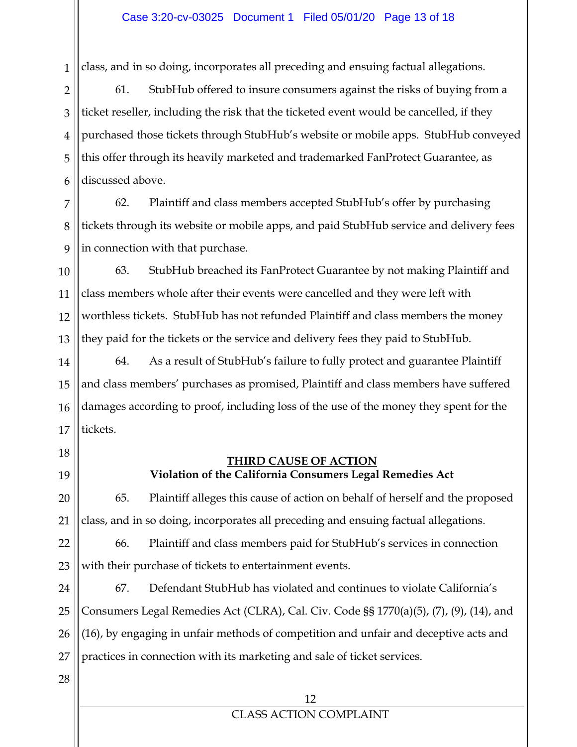class, and in so doing, incorporates all preceding and ensuing factual allegations.

61. StubHub offered to insure consumers against the risks of buying from a ticket reseller, including the risk that the ticketed event would be cancelled, if they purchased those tickets through StubHub's website or mobile apps. StubHub conveyed this offer through its heavily marketed and trademarked FanProtect Guarantee, as discussed above.

62. Plaintiff and class members accepted StubHub's offer by purchasing tickets through its website or mobile apps, and paid StubHub service and delivery fees in connection with that purchase.

63. StubHub breached its FanProtect Guarantee by not making Plaintiff and class members whole after their events were cancelled and they were left with worthless tickets. StubHub has not refunded Plaintiff and class members the money they paid for the tickets or the service and delivery fees they paid to StubHub.

64. As a result of StubHub's failure to fully protect and guarantee Plaintiff and class members' purchases as promised, Plaintiff and class members have suffered damages according to proof, including loss of the use of the money they spent for the tickets.

## THIRD CAUSE OF ACTION
**Violation of the California Consumers Legal Remedies Act**

65. Plaintiff alleges this cause of action on behalf of herself and the proposed class, and in so doing, incorporates all preceding and ensuing factual allegations.

66. Plaintiff and class members paid for StubHub's services in connection with their purchase of tickets to entertainment events.

67. Defendant StubHub has violated and continues to violate California's Consumers Legal Remedies Act (CLRA), Cal. Civ. Code §§ 1770(a)(5), (7), (9), (14), and (16), by engaging in unfair methods of competition and unfair and deceptive acts and practices in connection with its marketing and sale of ticket services.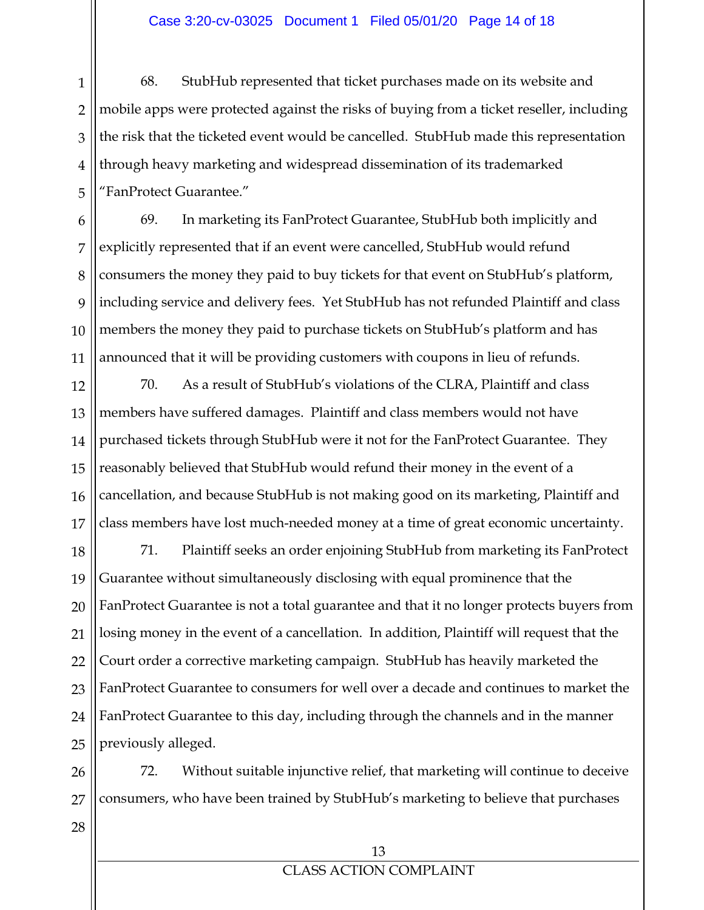68. StubHub represented that ticket purchases made on its website and mobile apps were protected against the risks of buying from a ticket reseller, including the risk that the ticketed event would be cancelled. StubHub made this representation through heavy marketing and widespread dissemination of its trademarked "FanProtect Guarantee."

69. In marketing its FanProtect Guarantee, StubHub both implicitly and explicitly represented that if an event were cancelled, StubHub would refund consumers the money they paid to buy tickets for that event on StubHub's platform, including service and delivery fees. Yet StubHub has not refunded Plaintiff and class members the money they paid to purchase tickets on StubHub's platform and has announced that it will be providing customers with coupons in lieu of refunds.

70. As a result of StubHub's violations of the CLRA, Plaintiff and class members have suffered damages. Plaintiff and class members would not have purchased tickets through StubHub were it not for the FanProtect Guarantee. They reasonably believed that StubHub would refund their money in the event of a cancellation, and because StubHub is not making good on its marketing, Plaintiff and class members have lost much-needed money at a time of great economic uncertainty.

71. Plaintiff seeks an order enjoining StubHub from marketing its FanProtect Guarantee without simultaneously disclosing with equal prominence that the FanProtect Guarantee is not a total guarantee and that it no longer protects buyers from losing money in the event of a cancellation. In addition, Plaintiff will request that the Court order a corrective marketing campaign. StubHub has heavily marketed the FanProtect Guarantee to consumers for well over a decade and continues to market the FanProtect Guarantee to this day, including through the channels and in the manner previously alleged.

72. Without suitable injunctive relief, that marketing will continue to deceive consumers, who have been trained by StubHub's marketing to believe that purchases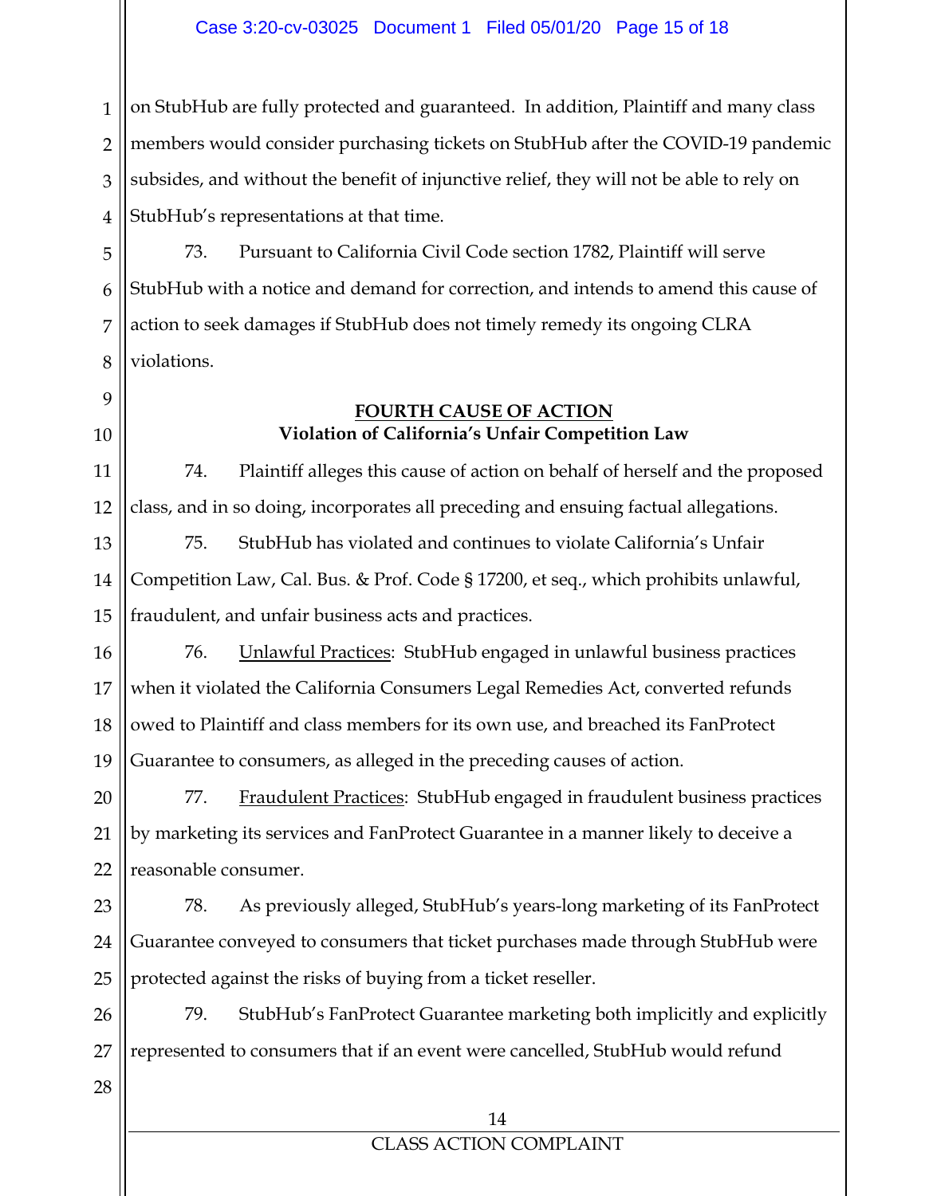on StubHub are fully protected and guaranteed. In addition, Plaintiff and many class members would consider purchasing tickets on StubHub after the COVID-19 pandemic subsides, and without the benefit of injunctive relief, they will not be able to rely on StubHub's representations at that time.

73. Pursuant to California Civil Code section 1782, Plaintiff will serve StubHub with a notice and demand for correction, and intends to amend this cause of action to seek damages if StubHub does not timely remedy its ongoing CLRA violations.

## FOURTH CAUSE OF ACTION
### Violation of California's Unfair Competition Law

74. Plaintiff alleges this cause of action on behalf of herself and the proposed class, and in so doing, incorporates all preceding and ensuing factual allegations.

75. StubHub has violated and continues to violate California's Unfair Competition Law, Cal. Bus. & Prof. Code § 17200, et seq., which prohibits unlawful, fraudulent, and unfair business acts and practices.

76. Unlawful Practices: StubHub engaged in unlawful business practices when it violated the California Consumers Legal Remedies Act, converted refunds owed to Plaintiff and class members for its own use, and breached its FanProtect Guarantee to consumers, as alleged in the preceding causes of action.

77. Fraudulent Practices: StubHub engaged in fraudulent business practices by marketing its services and FanProtect Guarantee in a manner likely to deceive a reasonable consumer.

78. As previously alleged, StubHub's years-long marketing of its FanProtect Guarantee conveyed to consumers that ticket purchases made through StubHub were protected against the risks of buying from a ticket reseller.

79. StubHub's FanProtect Guarantee marketing both implicitly and explicitly represented to consumers that if an event were cancelled, StubHub would refund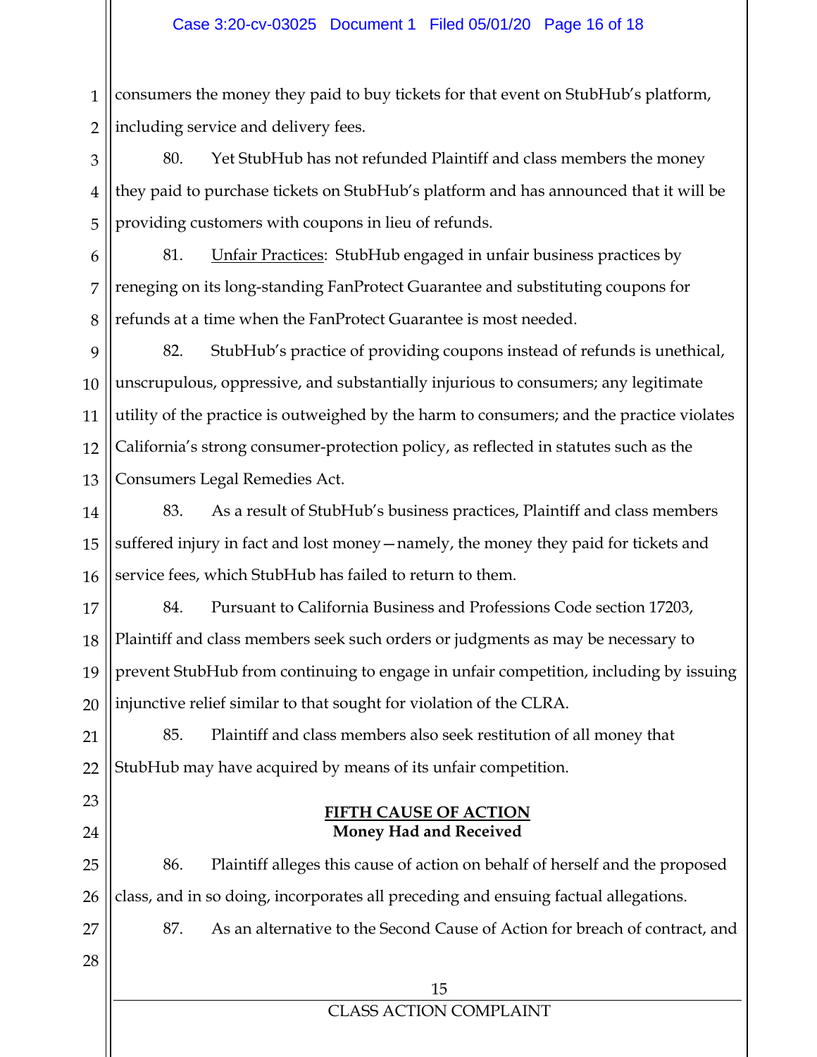consumers the money they paid to buy tickets for that event on StubHub's platform, including service and delivery fees.

80. Yet StubHub has not refunded Plaintiff and class members the money they paid to purchase tickets on StubHub's platform and has announced that it will be providing customers with coupons in lieu of refunds.

81. Unfair Practices: StubHub engaged in unfair business practices by reneging on its long-standing FanProtect Guarantee and substituting coupons for refunds at a time when the FanProtect Guarantee is most needed.

82. StubHub's practice of providing coupons instead of refunds is unethical, unscrupulous, oppressive, and substantially injurious to consumers; any legitimate utility of the practice is outweighed by the harm to consumers; and the practice violates California's strong consumer-protection policy, as reflected in statutes such as the Consumers Legal Remedies Act.

83. As a result of StubHub's business practices, Plaintiff and class members suffered injury in fact and lost money—namely, the money they paid for tickets and service fees, which StubHub has failed to return to them.

84. Pursuant to California Business and Professions Code section 17203, Plaintiff and class members seek such orders or judgments as may be necessary to prevent StubHub from continuing to engage in unfair competition, including by issuing injunctive relief similar to that sought for violation of the CLRA.

85. Plaintiff and class members also seek restitution of all money that StubHub may have acquired by means of its unfair competition.

## FIFTH CAUSE OF ACTION
**Money Had and Received**

86. Plaintiff alleges this cause of action on behalf of herself and the proposed class, and in so doing, incorporates all preceding and ensuing factual allegations.

87. As an alternative to the Second Cause of Action for breach of contract, and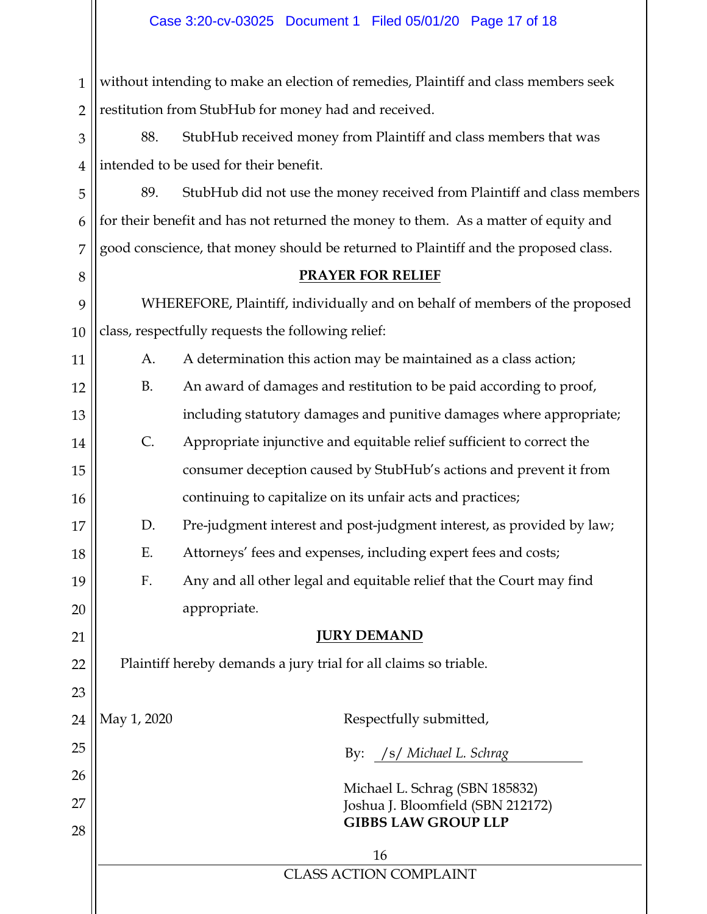without intending to make an election of remedies, Plaintiff and class members seek restitution from StubHub for money had and received.

88. StubHub received money from Plaintiff and class members that was intended to be used for their benefit.

89. StubHub did not use the money received from Plaintiff and class members for their benefit and has not returned the money to them. As a matter of equity and good conscience, that money should be returned to Plaintiff and the proposed class.

## PRAYER FOR RELIEF

WHEREFORE, Plaintiff, individually and on behalf of members of the proposed class, respectfully requests the following relief:

A. A determination this action may be maintained as a class action;

B. An award of damages and restitution to be paid according to proof, including statutory damages and punitive damages where appropriate;

C. Appropriate injunctive and equitable relief sufficient to correct the consumer deception caused by StubHub's actions and prevent it from continuing to capitalize on its unfair acts and practices;

D. Pre-judgment interest and post-judgment interest, as provided by law;

E. Attorneys' fees and expenses, including expert fees and costs;

F. Any and all other legal and equitable relief that the Court may find appropriate.

## JURY DEMAND

Plaintiff hereby demands a jury trial for all claims so triable.

May 1, 2020

Respectfully submitted,

By: */s/ Michael L. Schrag*

Michael L. Schrag (SBN 185832)
Joshua J. Bloomfield (SBN 212172)
**GIBBS LAW GROUP LLP**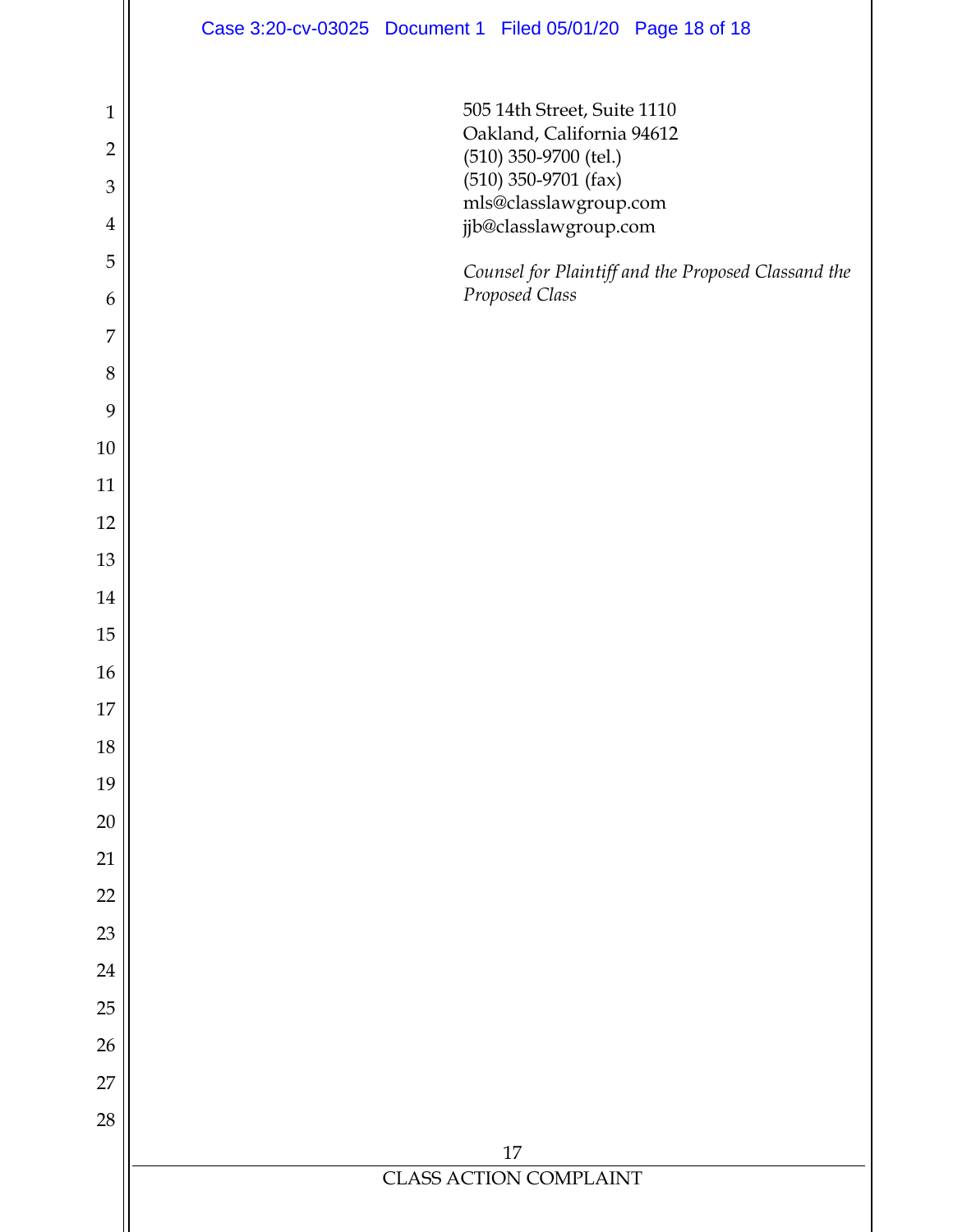505 14th Street, Suite 1110
Oakland, California 94612
(510) 350-9700 (tel.)
(510) 350-9701 (fax)
mls@classlawgroup.com
jjb@classlawgroup.com

*Counsel for Plaintiff and the Proposed Classand the Proposed Class*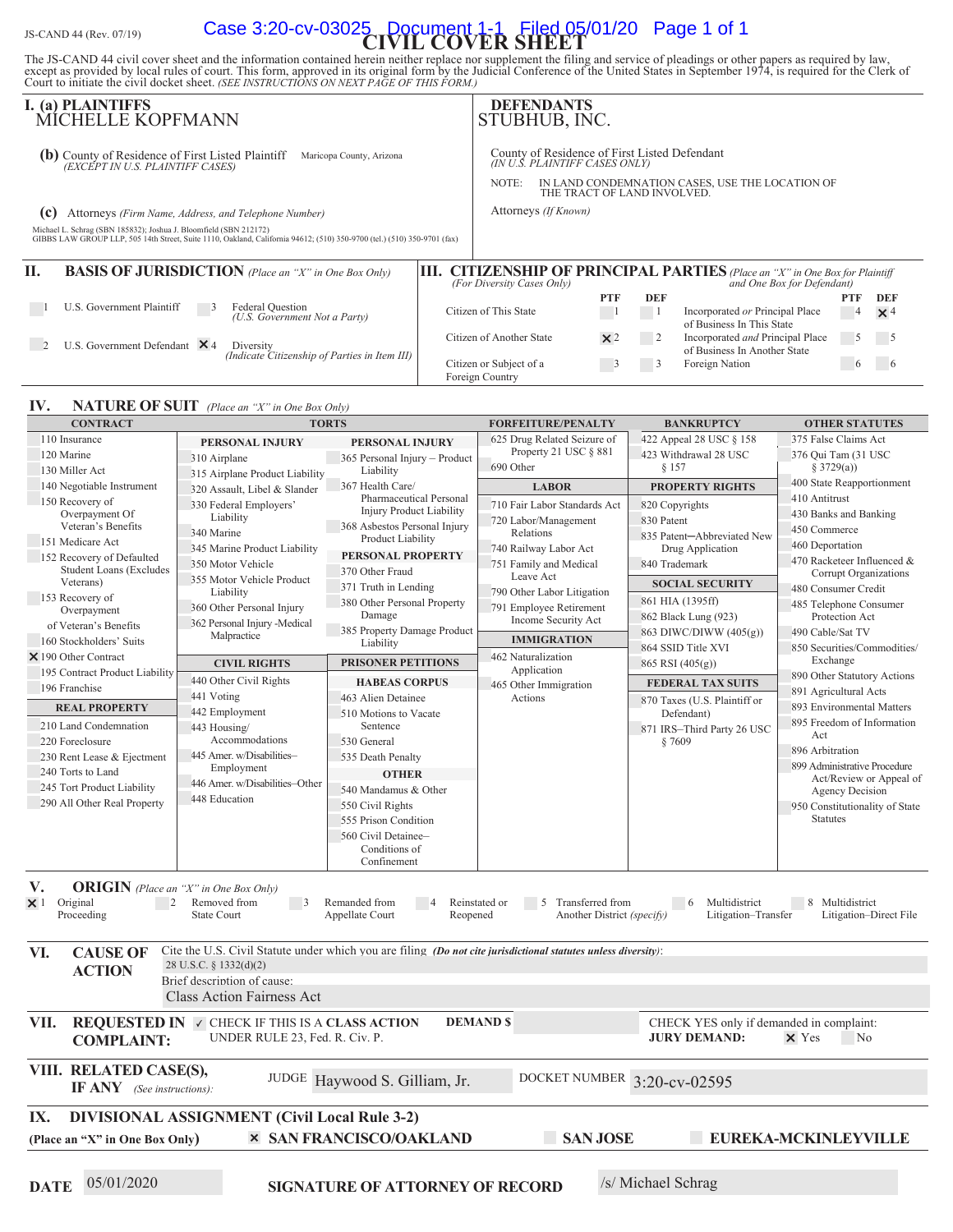JS-CAND 44 (Rev. 07/19)

# CIVIL COVER SHEET

The JS-CAND 44 civil cover sheet and the information contained herein neither replace nor supplement the filing and service of pleadings or other papers as required by law, except as provided by local rules of court. This form, approved in its original form by the Judicial Conference of the United States in September 1974, is required for the Clerk of Court to initiate the civil docket sheet. *(SEE INSTRUCTIONS ON NEXT PAGE OF THIS FORM.)*

## I. (a) PLAINTIFFS

MICHELLE KOPFMANN

**(b)** County of Residence of First Listed Plaintiff: Maricopa County, Arizona
*(EXCEPT IN U.S. PLAINTIFF CASES)*

**(c)** Attorneys *(Firm Name, Address, and Telephone Number)*

Michael L. Schrag (SBN 185832); Joshua J. Bloomfield (SBN 212172)
GIBBS LAW GROUP LLP, 505 14th Street, Suite 1110, Oakland, California 94612; (510) 350-9700 (tel.) (510) 350-9701 (fax)

## DEFENDANTS

STUBHUB, INC.

County of Residence of First Listed Defendant
*(IN U.S. PLAINTIFF CASES ONLY)*

NOTE: IN LAND CONDEMNATION CASES, USE THE LOCATION OF THE TRACT OF LAND INVOLVED.

Attorneys *(If Known)*

## II. BASIS OF JURISDICTION *(Place an "X" in One Box Only)*

- ☐ 1 U.S. Government Plaintiff
- ☐ 3 Federal Question *(U.S. Government Not a Party)*
- ☐ 2 U.S. Government Defendant
- ☒ 4 Diversity *(Indicate Citizenship of Parties in Item III)*

## III. CITIZENSHIP OF PRINCIPAL PARTIES *(Place an "X" in One Box for Plaintiff and One Box for Defendant)* *(For Diversity Cases Only)*

| | PTF | DEF | | PTF | DEF |
|---|---|---|---|---|---|
| Citizen of This State | ☐ 1 | ☐ 1 | Incorporated *or* Principal Place of Business In This State | ☐ 4 | ☒ 4 |
| Citizen of Another State | ☒ 2 | ☐ 2 | Incorporated *and* Principal Place of Business In Another State | ☐ 5 | ☐ 5 |
| Citizen or Subject of a Foreign Country | ☐ 3 | ☐ 3 | Foreign Nation | ☐ 6 | ☐ 6 |

## IV. NATURE OF SUIT *(Place an "X" in One Box Only)*

**CONTRACT**
- 110 Insurance
- 120 Marine
- 130 Miller Act
- 140 Negotiable Instrument
- 150 Recovery of Overpayment Of Veteran's Benefits
- 151 Medicare Act
- 152 Recovery of Defaulted Student Loans (Excludes Veterans)
- 153 Recovery of Overpayment of Veteran's Benefits
- 160 Stockholders' Suits
- ☒ 190 Other Contract
- 195 Contract Product Liability
- 196 Franchise

**REAL PROPERTY**
- 210 Land Condemnation
- 220 Foreclosure
- 230 Rent Lease & Ejectment
- 240 Torts to Land
- 245 Tort Product Liability
- 290 All Other Real Property

**TORTS**

*PERSONAL INJURY*
- 310 Airplane
- 315 Airplane Product Liability
- 320 Assault, Libel & Slander
- 330 Federal Employers' Liability
- 340 Marine
- 345 Marine Product Liability
- 350 Motor Vehicle
- 355 Motor Vehicle Product Liability
- 360 Other Personal Injury
- 362 Personal Injury -Medical Malpractice

*PERSONAL INJURY*
- 365 Personal Injury – Product Liability
- 367 Health Care/ Pharmaceutical Personal Injury Product Liability
- 368 Asbestos Personal Injury Product Liability

*PERSONAL PROPERTY*
- 370 Other Fraud
- 371 Truth in Lending
- 380 Other Personal Property Damage
- 385 Property Damage Product Liability

**CIVIL RIGHTS**
- 440 Other Civil Rights
- 441 Voting
- 442 Employment
- 443 Housing/ Accommodations
- 445 Amer. w/Disabilities–Employment
- 446 Amer. w/Disabilities–Other
- 448 Education

**PRISONER PETITIONS**

*HABEAS CORPUS*
- 463 Alien Detainee
- 510 Motions to Vacate Sentence
- 530 General
- 535 Death Penalty

*OTHER*
- 540 Mandamus & Other
- 550 Civil Rights
- 555 Prison Condition
- 560 Civil Detainee– Conditions of Confinement

**FORFEITURE/PENALTY**
- 625 Drug Related Seizure of Property 21 USC § 881
- 690 Other

**LABOR**
- 710 Fair Labor Standards Act
- 720 Labor/Management Relations
- 740 Railway Labor Act
- 751 Family and Medical Leave Act
- 790 Other Labor Litigation
- 791 Employee Retirement Income Security Act

**IMMIGRATION**
- 462 Naturalization Application
- 465 Other Immigration Actions

**BANKRUPTCY**
- 422 Appeal 28 USC § 158
- 423 Withdrawal 28 USC § 157

**PROPERTY RIGHTS**
- 820 Copyrights
- 830 Patent
- 835 Patent─Abbreviated New Drug Application
- 840 Trademark

**SOCIAL SECURITY**
- 861 HIA (1395ff)
- 862 Black Lung (923)
- 863 DIWC/DIWW (405(g))
- 864 SSID Title XVI
- 865 RSI (405(g))

**FEDERAL TAX SUITS**
- 870 Taxes (U.S. Plaintiff or Defendant)
- 871 IRS–Third Party 26 USC § 7609

**OTHER STATUTES**
- 375 False Claims Act
- 376 Qui Tam (31 USC § 3729(a))
- 400 State Reapportionment
- 410 Antitrust
- 430 Banks and Banking
- 450 Commerce
- 460 Deportation
- 470 Racketeer Influenced & Corrupt Organizations
- 480 Consumer Credit
- 485 Telephone Consumer Protection Act
- 490 Cable/Sat TV
- 850 Securities/Commodities/ Exchange
- 890 Other Statutory Actions
- 891 Agricultural Acts
- 893 Environmental Matters
- 895 Freedom of Information Act
- 896 Arbitration
- 899 Administrative Procedure Act/Review or Appeal of Agency Decision
- 950 Constitutionality of State Statutes

## V. ORIGIN *(Place an "X" in One Box Only)*

- ☒ 1 Original Proceeding
- ☐ 2 Removed from State Court
- ☐ 3 Remanded from Appellate Court
- ☐ 4 Reinstated or Reopened
- ☐ 5 Transferred from Another District *(specify)*
- ☐ 6 Multidistrict Litigation–Transfer
- ☐ 8 Multidistrict Litigation–Direct File

## VI. CAUSE OF ACTION

Cite the U.S. Civil Statute under which you are filing *(Do not cite jurisdictional statutes unless diversity)*:
28 U.S.C. § 1332(d)(2)

Brief description of cause:
Class Action Fairness Act

## VII. REQUESTED IN COMPLAINT:

✓ CHECK IF THIS IS A **CLASS ACTION** UNDER RULE 23, Fed. R. Civ. P.

**DEMAND $**

CHECK YES only if demanded in complaint:
**JURY DEMAND:** ☒ Yes ☐ No

## VIII. RELATED CASE(S), IF ANY *(See instructions)*:

JUDGE: Haywood S. Gilliam, Jr.
DOCKET NUMBER: 3:20-cv-02595

## IX. DIVISIONAL ASSIGNMENT (Civil Local Rule 3-2)

**(Place an "X" in One Box Only)**

- ☒ **SAN FRANCISCO/OAKLAND**
- ☐ **SAN JOSE**
- ☐ **EUREKA-MCKINLEYVILLE**

**DATE** 05/01/2020

**SIGNATURE OF ATTORNEY OF RECORD** /s/ Michael Schrag